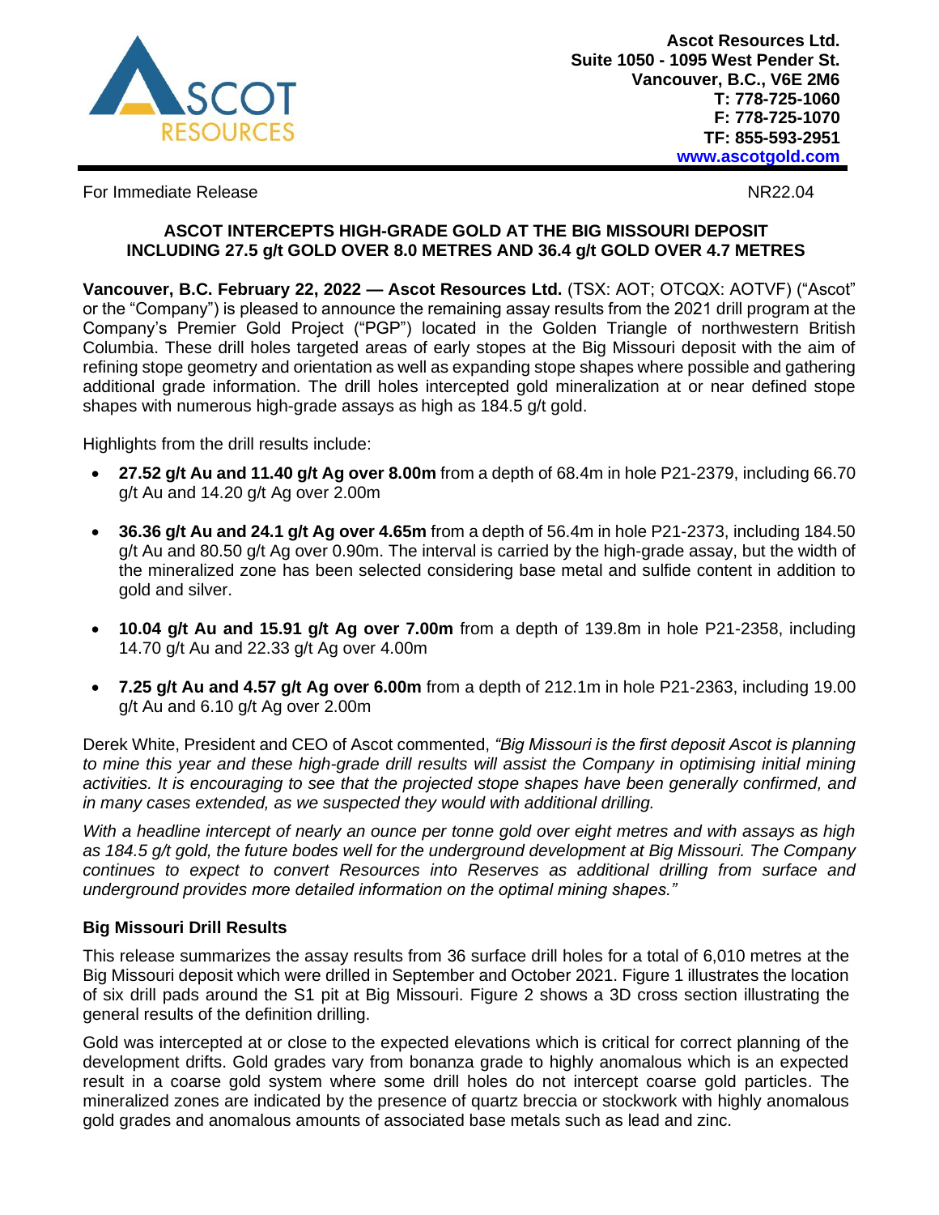Ascot Resources Ltd.
Suite 1050 - 1095 West Pender St.
Vancouver, B.C., V6E 2M6
T: 778-725-1060
F: 778-725-1070
TF: 855-593-2951
www.ascotgold.com

For Immediate Release NR22.04

# ASCOT INTERCEPTS HIGH-GRADE GOLD AT THE BIG MISSOURI DEPOSIT INCLUDING 27.5 g/t GOLD OVER 8.0 METRES AND 36.4 g/t GOLD OVER 4.7 METRES

**Vancouver, B.C. February 22, 2022 — Ascot Resources Ltd.** (TSX: AOT; OTCQX: AOTVF) ("Ascot" or the "Company") is pleased to announce the remaining assay results from the 2021 drill program at the Company's Premier Gold Project ("PGP") located in the Golden Triangle of northwestern British Columbia. These drill holes targeted areas of early stopes at the Big Missouri deposit with the aim of refining stope geometry and orientation as well as expanding stope shapes where possible and gathering additional grade information. The drill holes intercepted gold mineralization at or near defined stope shapes with numerous high-grade assays as high as 184.5 g/t gold.

Highlights from the drill results include:

- **27.52 g/t Au and 11.40 g/t Ag over 8.00m** from a depth of 68.4m in hole P21-2379, including 66.70 g/t Au and 14.20 g/t Ag over 2.00m
- **36.36 g/t Au and 24.1 g/t Ag over 4.65m** from a depth of 56.4m in hole P21-2373, including 184.50 g/t Au and 80.50 g/t Ag over 0.90m. The interval is carried by the high-grade assay, but the width of the mineralized zone has been selected considering base metal and sulfide content in addition to gold and silver.
- **10.04 g/t Au and 15.91 g/t Ag over 7.00m** from a depth of 139.8m in hole P21-2358, including 14.70 g/t Au and 22.33 g/t Ag over 4.00m
- **7.25 g/t Au and 4.57 g/t Ag over 6.00m** from a depth of 212.1m in hole P21-2363, including 19.00 g/t Au and 6.10 g/t Ag over 2.00m

Derek White, President and CEO of Ascot commented, *"Big Missouri is the first deposit Ascot is planning to mine this year and these high-grade drill results will assist the Company in optimising initial mining activities. It is encouraging to see that the projected stope shapes have been generally confirmed, and in many cases extended, as we suspected they would with additional drilling.*

*With a headline intercept of nearly an ounce per tonne gold over eight metres and with assays as high as 184.5 g/t gold, the future bodes well for the underground development at Big Missouri. The Company continues to expect to convert Resources into Reserves as additional drilling from surface and underground provides more detailed information on the optimal mining shapes."*

## Big Missouri Drill Results

This release summarizes the assay results from 36 surface drill holes for a total of 6,010 metres at the Big Missouri deposit which were drilled in September and October 2021. Figure 1 illustrates the location of six drill pads around the S1 pit at Big Missouri. Figure 2 shows a 3D cross section illustrating the general results of the definition drilling.

Gold was intercepted at or close to the expected elevations which is critical for correct planning of the development drifts. Gold grades vary from bonanza grade to highly anomalous which is an expected result in a coarse gold system where some drill holes do not intercept coarse gold particles. The mineralized zones are indicated by the presence of quartz breccia or stockwork with highly anomalous gold grades and anomalous amounts of associated base metals such as lead and zinc.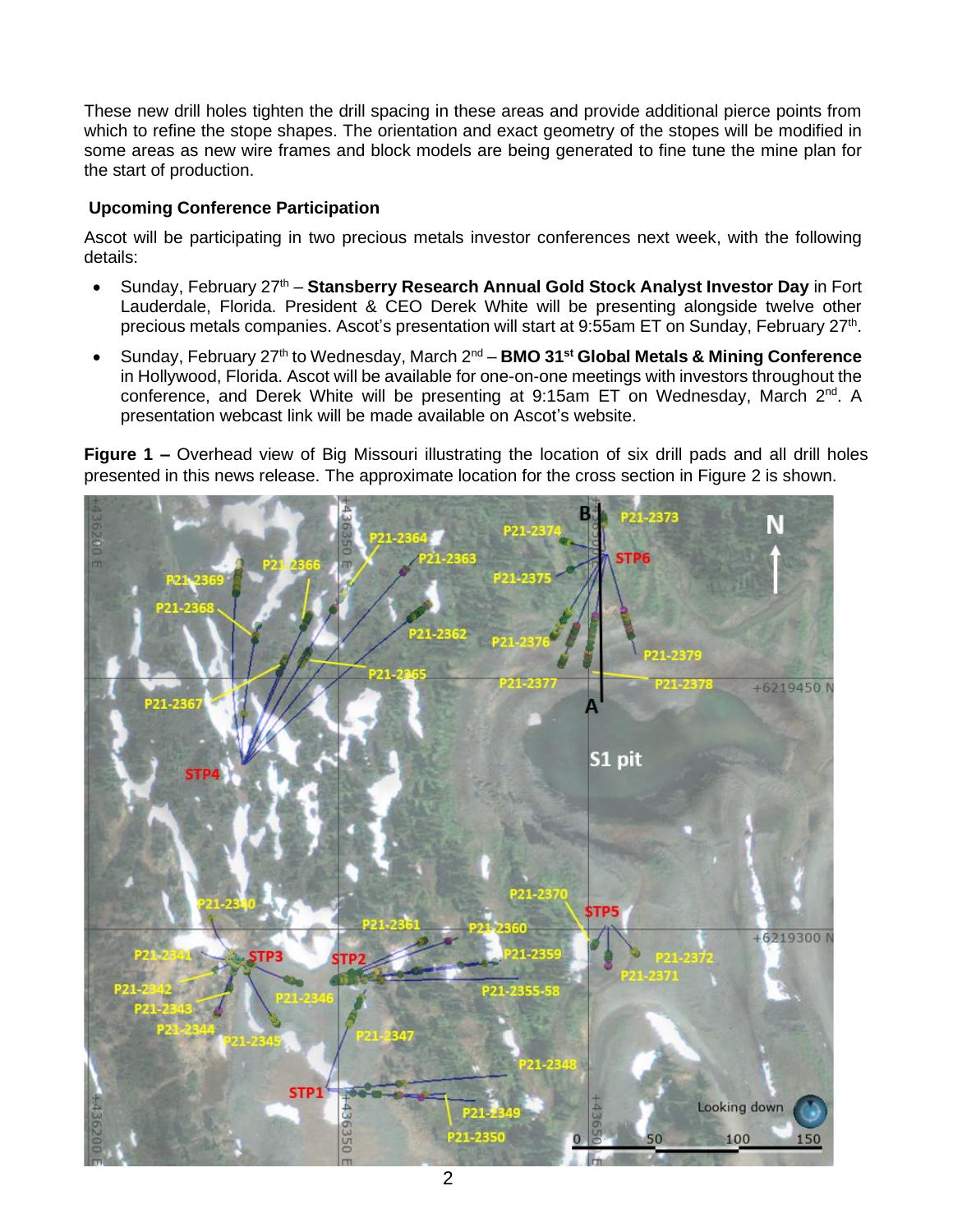These new drill holes tighten the drill spacing in these areas and provide additional pierce points from which to refine the stope shapes. The orientation and exact geometry of the stopes will be modified in some areas as new wire frames and block models are being generated to fine tune the mine plan for the start of production.

## Upcoming Conference Participation

Ascot will be participating in two precious metals investor conferences next week, with the following details:

- Sunday, February 27th – **Stansberry Research Annual Gold Stock Analyst Investor Day** in Fort Lauderdale, Florida. President & CEO Derek White will be presenting alongside twelve other precious metals companies. Ascot's presentation will start at 9:55am ET on Sunday, February 27th.
- Sunday, February 27th to Wednesday, March 2nd – **BMO 31st Global Metals & Mining Conference** in Hollywood, Florida. Ascot will be available for one-on-one meetings with investors throughout the conference, and Derek White will be presenting at 9:15am ET on Wednesday, March 2nd. A presentation webcast link will be made available on Ascot's website.

**Figure 1 –** Overhead view of Big Missouri illustrating the location of six drill pads and all drill holes presented in this news release. The approximate location for the cross section in Figure 2 is shown.

+436200 E
+436350 E
+436500 E
+6219450 N
+6219300 N
N
B
A
S1 pit
STP1
STP2
STP3
STP4
STP5
STP6
P21-2340
P21-2341
P21-2342
P21-2343
P21-2344
P21-2345
P21-2346
P21-2347
P21-2348
P21-2349
P21-2350
P21-2355-58
P21-2359
P21-2360
P21-2361
P21-2362
P21-2363
P21-2364
P21-2365
P21-2366
P21-2367
P21-2368
P21-2369
P21-2370
P21-2371
P21-2372
P21-2373
P21-2374
P21-2375
P21-2376
P21-2377
P21-2378
P21-2379
Looking down
0 50 100 150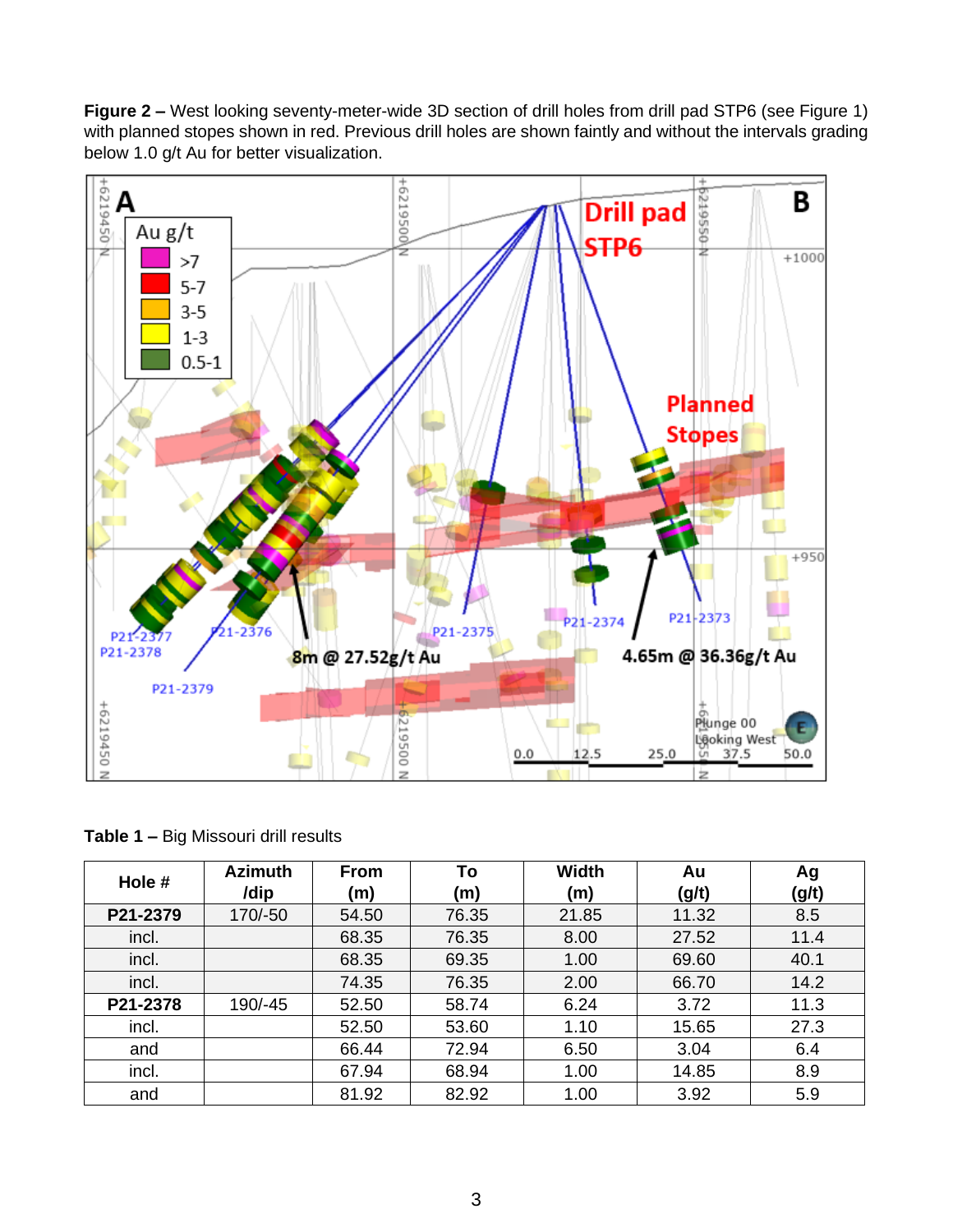**Figure 2 –** West looking seventy-meter-wide 3D section of drill holes from drill pad STP6 (see Figure 1) with planned stopes shown in red. Previous drill holes are shown faintly and without the intervals grading below 1.0 g/t Au for better visualization.

A

B

+6219450 N

+6219500 N

+6219550 N

+1000

+950

Au g/t

>7

5-7

3-5

1-3

0.5-1

Drill pad STP6

Planned Stopes

P21-2377

P21-2378

P21-2376

P21-2379

P21-2375

P21-2374

P21-2373

8m @ 27.52g/t Au

4.65m @ 36.36g/t Au

Plunge 00

Looking West

0.0 12.5 25.0 37.5 50.0

**Table 1 –** Big Missouri drill results

| Hole # | Azimuth /dip | From (m) | To (m) | Width (m) | Au (g/t) | Ag (g/t) |
|---|---|---|---|---|---|---|
| **P21-2379** | 170/-50 | 54.50 | 76.35 | 21.85 | 11.32 | 8.5 |
| incl. | | 68.35 | 76.35 | 8.00 | 27.52 | 11.4 |
| incl. | | 68.35 | 69.35 | 1.00 | 69.60 | 40.1 |
| incl. | | 74.35 | 76.35 | 2.00 | 66.70 | 14.2 |
| **P21-2378** | 190/-45 | 52.50 | 58.74 | 6.24 | 3.72 | 11.3 |
| incl. | | 52.50 | 53.60 | 1.10 | 15.65 | 27.3 |
| and | | 66.44 | 72.94 | 6.50 | 3.04 | 6.4 |
| incl. | | 67.94 | 68.94 | 1.00 | 14.85 | 8.9 |
| and | | 81.92 | 82.92 | 1.00 | 3.92 | 5.9 |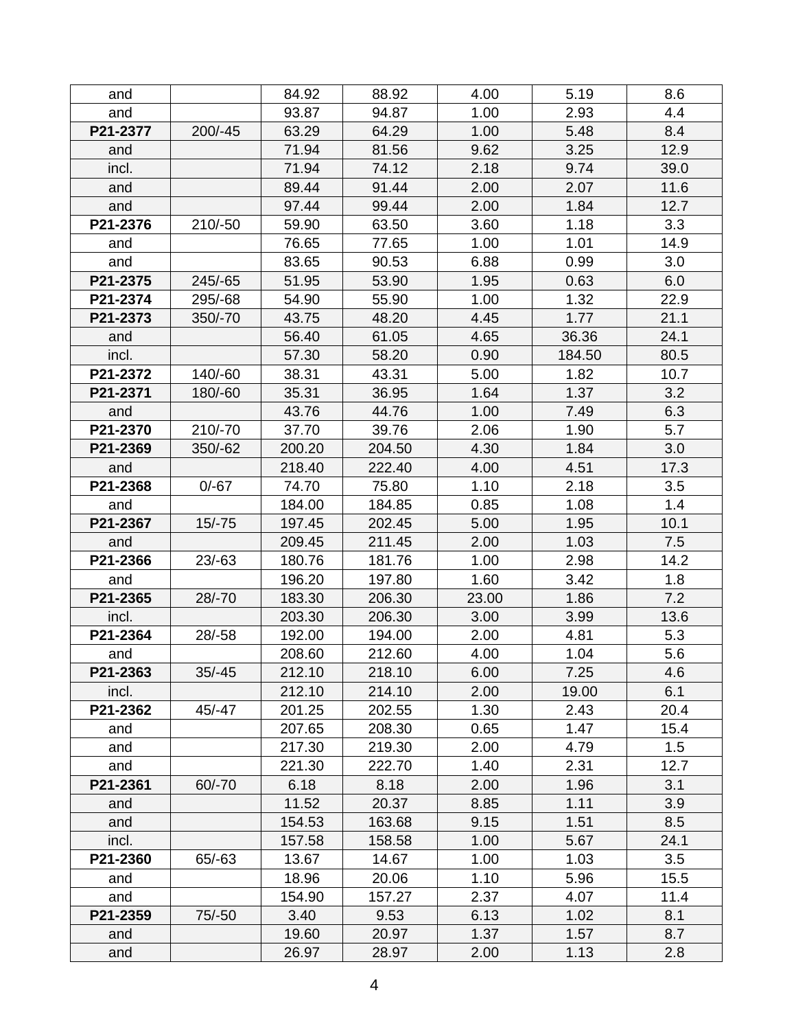| | | | | | | |
|---|---|---|---|---|---|---|
| and | | 84.92 | 88.92 | 4.00 | 5.19 | 8.6 |
| and | | 93.87 | 94.87 | 1.00 | 2.93 | 4.4 |
| **P21-2377** | 200/-45 | 63.29 | 64.29 | 1.00 | 5.48 | 8.4 |
| and | | 71.94 | 81.56 | 9.62 | 3.25 | 12.9 |
| incl. | | 71.94 | 74.12 | 2.18 | 9.74 | 39.0 |
| and | | 89.44 | 91.44 | 2.00 | 2.07 | 11.6 |
| and | | 97.44 | 99.44 | 2.00 | 1.84 | 12.7 |
| **P21-2376** | 210/-50 | 59.90 | 63.50 | 3.60 | 1.18 | 3.3 |
| and | | 76.65 | 77.65 | 1.00 | 1.01 | 14.9 |
| and | | 83.65 | 90.53 | 6.88 | 0.99 | 3.0 |
| **P21-2375** | 245/-65 | 51.95 | 53.90 | 1.95 | 0.63 | 6.0 |
| **P21-2374** | 295/-68 | 54.90 | 55.90 | 1.00 | 1.32 | 22.9 |
| **P21-2373** | 350/-70 | 43.75 | 48.20 | 4.45 | 1.77 | 21.1 |
| and | | 56.40 | 61.05 | 4.65 | 36.36 | 24.1 |
| incl. | | 57.30 | 58.20 | 0.90 | 184.50 | 80.5 |
| **P21-2372** | 140/-60 | 38.31 | 43.31 | 5.00 | 1.82 | 10.7 |
| **P21-2371** | 180/-60 | 35.31 | 36.95 | 1.64 | 1.37 | 3.2 |
| and | | 43.76 | 44.76 | 1.00 | 7.49 | 6.3 |
| **P21-2370** | 210/-70 | 37.70 | 39.76 | 2.06 | 1.90 | 5.7 |
| **P21-2369** | 350/-62 | 200.20 | 204.50 | 4.30 | 1.84 | 3.0 |
| and | | 218.40 | 222.40 | 4.00 | 4.51 | 17.3 |
| **P21-2368** | 0/-67 | 74.70 | 75.80 | 1.10 | 2.18 | 3.5 |
| and | | 184.00 | 184.85 | 0.85 | 1.08 | 1.4 |
| **P21-2367** | 15/-75 | 197.45 | 202.45 | 5.00 | 1.95 | 10.1 |
| and | | 209.45 | 211.45 | 2.00 | 1.03 | 7.5 |
| **P21-2366** | 23/-63 | 180.76 | 181.76 | 1.00 | 2.98 | 14.2 |
| and | | 196.20 | 197.80 | 1.60 | 3.42 | 1.8 |
| **P21-2365** | 28/-70 | 183.30 | 206.30 | 23.00 | 1.86 | 7.2 |
| incl. | | 203.30 | 206.30 | 3.00 | 3.99 | 13.6 |
| **P21-2364** | 28/-58 | 192.00 | 194.00 | 2.00 | 4.81 | 5.3 |
| and | | 208.60 | 212.60 | 4.00 | 1.04 | 5.6 |
| **P21-2363** | 35/-45 | 212.10 | 218.10 | 6.00 | 7.25 | 4.6 |
| incl. | | 212.10 | 214.10 | 2.00 | 19.00 | 6.1 |
| **P21-2362** | 45/-47 | 201.25 | 202.55 | 1.30 | 2.43 | 20.4 |
| and | | 207.65 | 208.30 | 0.65 | 1.47 | 15.4 |
| and | | 217.30 | 219.30 | 2.00 | 4.79 | 1.5 |
| and | | 221.30 | 222.70 | 1.40 | 2.31 | 12.7 |
| **P21-2361** | 60/-70 | 6.18 | 8.18 | 2.00 | 1.96 | 3.1 |
| and | | 11.52 | 20.37 | 8.85 | 1.11 | 3.9 |
| and | | 154.53 | 163.68 | 9.15 | 1.51 | 8.5 |
| incl. | | 157.58 | 158.58 | 1.00 | 5.67 | 24.1 |
| **P21-2360** | 65/-63 | 13.67 | 14.67 | 1.00 | 1.03 | 3.5 |
| and | | 18.96 | 20.06 | 1.10 | 5.96 | 15.5 |
| and | | 154.90 | 157.27 | 2.37 | 4.07 | 11.4 |
| **P21-2359** | 75/-50 | 3.40 | 9.53 | 6.13 | 1.02 | 8.1 |
| and | | 19.60 | 20.97 | 1.37 | 1.57 | 8.7 |
| and | | 26.97 | 28.97 | 2.00 | 1.13 | 2.8 |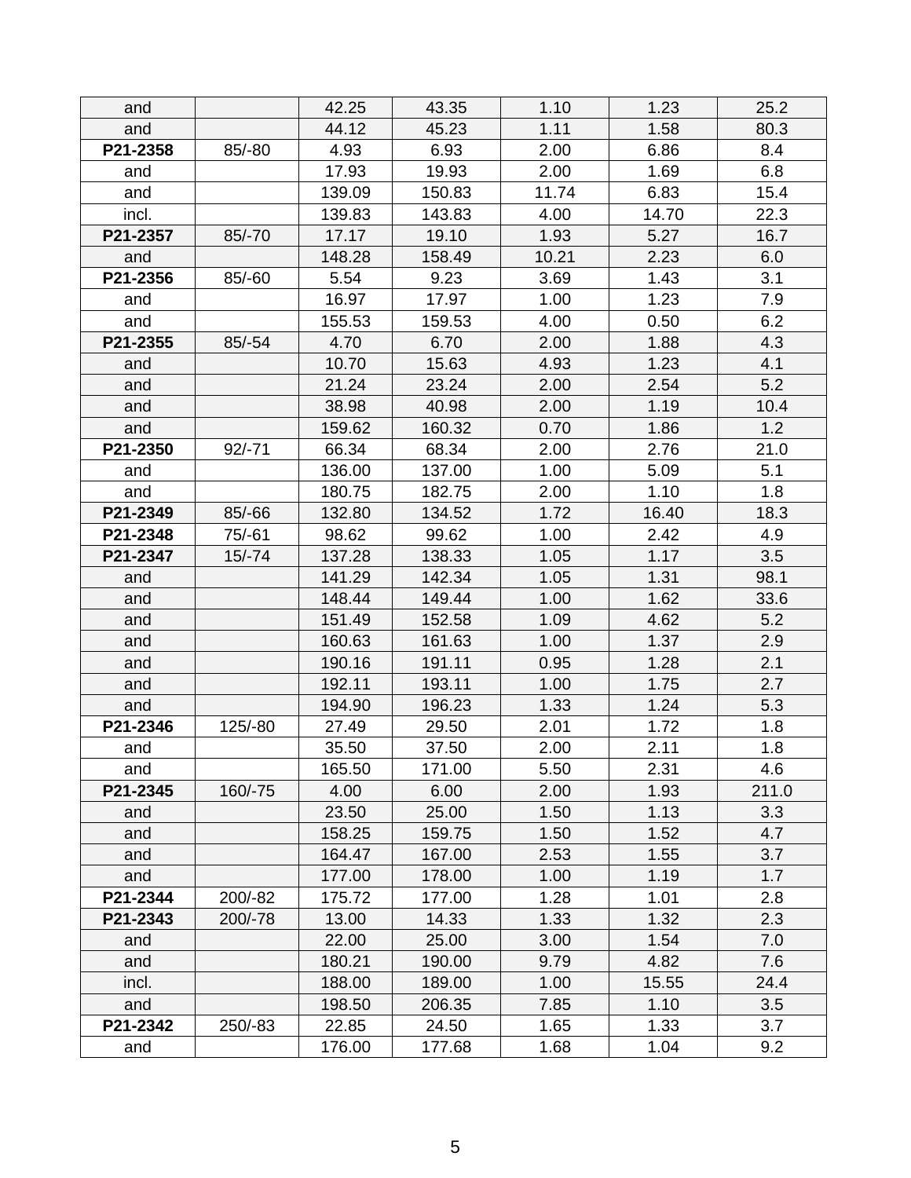| | | | | | | |
|---|---|---|---|---|---|---|
| and | | 42.25 | 43.35 | 1.10 | 1.23 | 25.2 |
| and | | 44.12 | 45.23 | 1.11 | 1.58 | 80.3 |
| **P21-2358** | 85/-80 | 4.93 | 6.93 | 2.00 | 6.86 | 8.4 |
| and | | 17.93 | 19.93 | 2.00 | 1.69 | 6.8 |
| and | | 139.09 | 150.83 | 11.74 | 6.83 | 15.4 |
| incl. | | 139.83 | 143.83 | 4.00 | 14.70 | 22.3 |
| **P21-2357** | 85/-70 | 17.17 | 19.10 | 1.93 | 5.27 | 16.7 |
| and | | 148.28 | 158.49 | 10.21 | 2.23 | 6.0 |
| **P21-2356** | 85/-60 | 5.54 | 9.23 | 3.69 | 1.43 | 3.1 |
| and | | 16.97 | 17.97 | 1.00 | 1.23 | 7.9 |
| and | | 155.53 | 159.53 | 4.00 | 0.50 | 6.2 |
| **P21-2355** | 85/-54 | 4.70 | 6.70 | 2.00 | 1.88 | 4.3 |
| and | | 10.70 | 15.63 | 4.93 | 1.23 | 4.1 |
| and | | 21.24 | 23.24 | 2.00 | 2.54 | 5.2 |
| and | | 38.98 | 40.98 | 2.00 | 1.19 | 10.4 |
| and | | 159.62 | 160.32 | 0.70 | 1.86 | 1.2 |
| **P21-2350** | 92/-71 | 66.34 | 68.34 | 2.00 | 2.76 | 21.0 |
| and | | 136.00 | 137.00 | 1.00 | 5.09 | 5.1 |
| and | | 180.75 | 182.75 | 2.00 | 1.10 | 1.8 |
| **P21-2349** | 85/-66 | 132.80 | 134.52 | 1.72 | 16.40 | 18.3 |
| **P21-2348** | 75/-61 | 98.62 | 99.62 | 1.00 | 2.42 | 4.9 |
| **P21-2347** | 15/-74 | 137.28 | 138.33 | 1.05 | 1.17 | 3.5 |
| and | | 141.29 | 142.34 | 1.05 | 1.31 | 98.1 |
| and | | 148.44 | 149.44 | 1.00 | 1.62 | 33.6 |
| and | | 151.49 | 152.58 | 1.09 | 4.62 | 5.2 |
| and | | 160.63 | 161.63 | 1.00 | 1.37 | 2.9 |
| and | | 190.16 | 191.11 | 0.95 | 1.28 | 2.1 |
| and | | 192.11 | 193.11 | 1.00 | 1.75 | 2.7 |
| and | | 194.90 | 196.23 | 1.33 | 1.24 | 5.3 |
| **P21-2346** | 125/-80 | 27.49 | 29.50 | 2.01 | 1.72 | 1.8 |
| and | | 35.50 | 37.50 | 2.00 | 2.11 | 1.8 |
| and | | 165.50 | 171.00 | 5.50 | 2.31 | 4.6 |
| **P21-2345** | 160/-75 | 4.00 | 6.00 | 2.00 | 1.93 | 211.0 |
| and | | 23.50 | 25.00 | 1.50 | 1.13 | 3.3 |
| and | | 158.25 | 159.75 | 1.50 | 1.52 | 4.7 |
| and | | 164.47 | 167.00 | 2.53 | 1.55 | 3.7 |
| and | | 177.00 | 178.00 | 1.00 | 1.19 | 1.7 |
| **P21-2344** | 200/-82 | 175.72 | 177.00 | 1.28 | 1.01 | 2.8 |
| **P21-2343** | 200/-78 | 13.00 | 14.33 | 1.33 | 1.32 | 2.3 |
| and | | 22.00 | 25.00 | 3.00 | 1.54 | 7.0 |
| and | | 180.21 | 190.00 | 9.79 | 4.82 | 7.6 |
| incl. | | 188.00 | 189.00 | 1.00 | 15.55 | 24.4 |
| and | | 198.50 | 206.35 | 7.85 | 1.10 | 3.5 |
| **P21-2342** | 250/-83 | 22.85 | 24.50 | 1.65 | 1.33 | 3.7 |
| and | | 176.00 | 177.68 | 1.68 | 1.04 | 9.2 |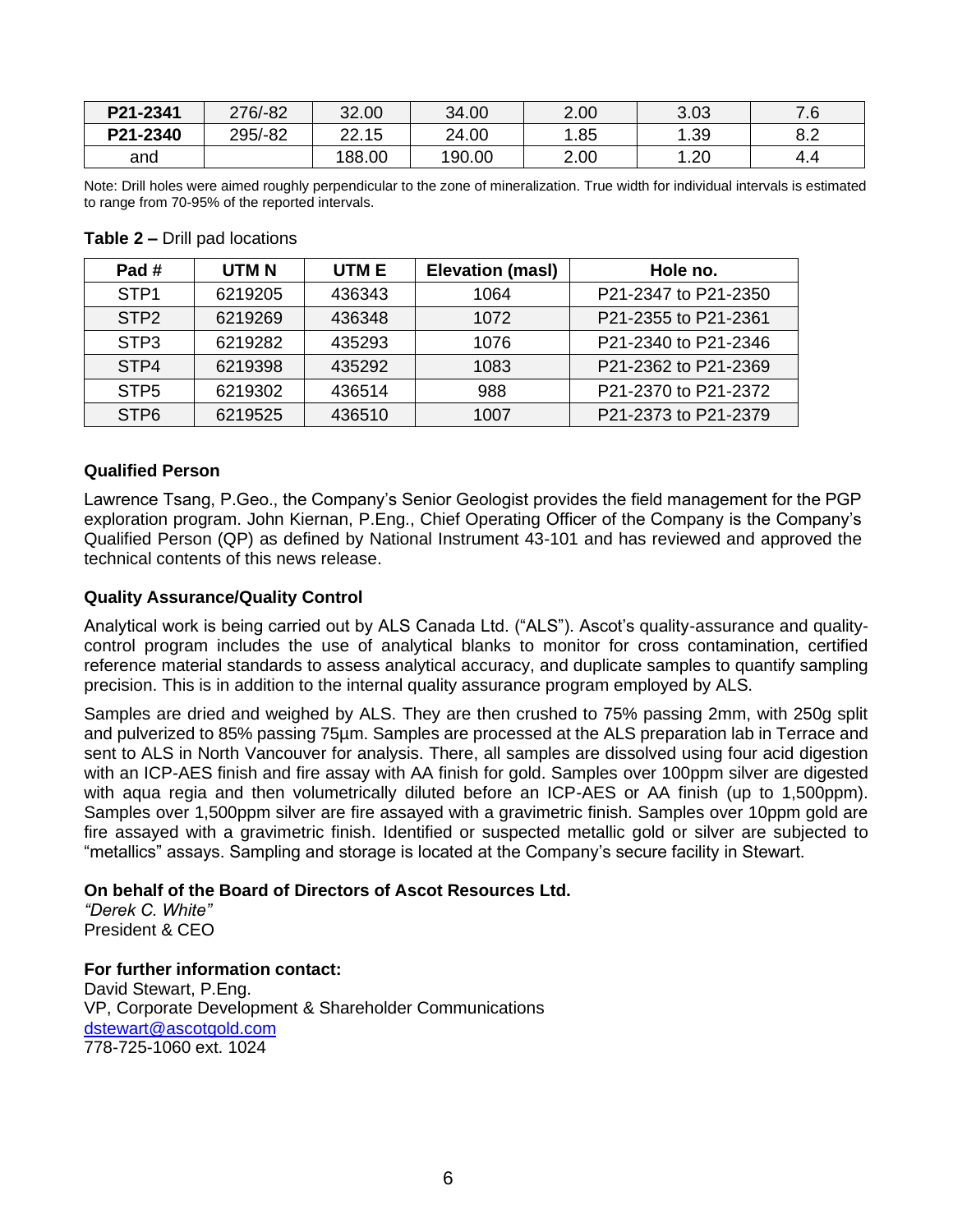| | | | | | | |
|---|---|---|---|---|---|---|
| **P21-2341** | 276/-82 | 32.00 | 34.00 | 2.00 | 3.03 | 7.6 |
| **P21-2340** | 295/-82 | 22.15 | 24.00 | 1.85 | 1.39 | 8.2 |
| and | | 188.00 | 190.00 | 2.00 | 1.20 | 4.4 |

Note: Drill holes were aimed roughly perpendicular to the zone of mineralization. True width for individual intervals is estimated to range from 70-95% of the reported intervals.

**Table 2 –** Drill pad locations

| Pad # | UTM N | UTM E | Elevation (masl) | Hole no. |
|---|---|---|---|---|
| STP1 | 6219205 | 436343 | 1064 | P21-2347 to P21-2350 |
| STP2 | 6219269 | 436348 | 1072 | P21-2355 to P21-2361 |
| STP3 | 6219282 | 435293 | 1076 | P21-2340 to P21-2346 |
| STP4 | 6219398 | 435292 | 1083 | P21-2362 to P21-2369 |
| STP5 | 6219302 | 436514 | 988 | P21-2370 to P21-2372 |
| STP6 | 6219525 | 436510 | 1007 | P21-2373 to P21-2379 |

**Qualified Person**

Lawrence Tsang, P.Geo., the Company's Senior Geologist provides the field management for the PGP exploration program. John Kiernan, P.Eng., Chief Operating Officer of the Company is the Company's Qualified Person (QP) as defined by National Instrument 43-101 and has reviewed and approved the technical contents of this news release.

**Quality Assurance/Quality Control**

Analytical work is being carried out by ALS Canada Ltd. ("ALS"). Ascot's quality-assurance and quality-control program includes the use of analytical blanks to monitor for cross contamination, certified reference material standards to assess analytical accuracy, and duplicate samples to quantify sampling precision. This is in addition to the internal quality assurance program employed by ALS.

Samples are dried and weighed by ALS. They are then crushed to 75% passing 2mm, with 250g split and pulverized to 85% passing 75µm. Samples are processed at the ALS preparation lab in Terrace and sent to ALS in North Vancouver for analysis. There, all samples are dissolved using four acid digestion with an ICP-AES finish and fire assay with AA finish for gold. Samples over 100ppm silver are digested with aqua regia and then volumetrically diluted before an ICP-AES or AA finish (up to 1,500ppm). Samples over 1,500ppm silver are fire assayed with a gravimetric finish. Samples over 10ppm gold are fire assayed with a gravimetric finish. Identified or suspected metallic gold or silver are subjected to "metallics" assays. Sampling and storage is located at the Company's secure facility in Stewart.

**On behalf of the Board of Directors of Ascot Resources Ltd.**
*"Derek C. White"*
President & CEO

**For further information contact:**
David Stewart, P.Eng.
VP, Corporate Development & Shareholder Communications
dstewart@ascotgold.com
778-725-1060 ext. 1024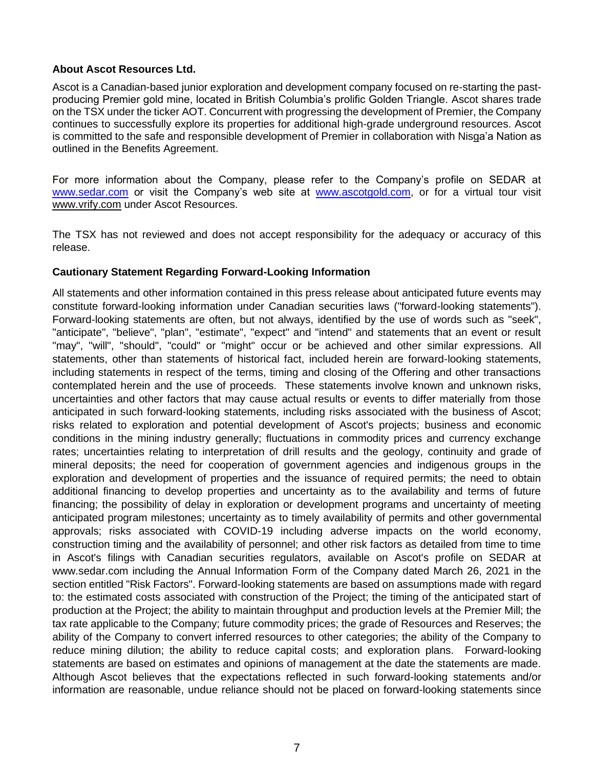**About Ascot Resources Ltd.**

Ascot is a Canadian-based junior exploration and development company focused on re-starting the past-producing Premier gold mine, located in British Columbia's prolific Golden Triangle. Ascot shares trade on the TSX under the ticker AOT. Concurrent with progressing the development of Premier, the Company continues to successfully explore its properties for additional high-grade underground resources. Ascot is committed to the safe and responsible development of Premier in collaboration with Nisga'a Nation as outlined in the Benefits Agreement.

For more information about the Company, please refer to the Company's profile on SEDAR at www.sedar.com or visit the Company's web site at www.ascotgold.com, or for a virtual tour visit www.vrify.com under Ascot Resources.

The TSX has not reviewed and does not accept responsibility for the adequacy or accuracy of this release.

**Cautionary Statement Regarding Forward-Looking Information**

All statements and other information contained in this press release about anticipated future events may constitute forward-looking information under Canadian securities laws ("forward-looking statements"). Forward-looking statements are often, but not always, identified by the use of words such as "seek", "anticipate", "believe", "plan", "estimate", "expect" and "intend" and statements that an event or result "may", "will", "should", "could" or "might" occur or be achieved and other similar expressions. All statements, other than statements of historical fact, included herein are forward-looking statements, including statements in respect of the terms, timing and closing of the Offering and other transactions contemplated herein and the use of proceeds. These statements involve known and unknown risks, uncertainties and other factors that may cause actual results or events to differ materially from those anticipated in such forward-looking statements, including risks associated with the business of Ascot; risks related to exploration and potential development of Ascot's projects; business and economic conditions in the mining industry generally; fluctuations in commodity prices and currency exchange rates; uncertainties relating to interpretation of drill results and the geology, continuity and grade of mineral deposits; the need for cooperation of government agencies and indigenous groups in the exploration and development of properties and the issuance of required permits; the need to obtain additional financing to develop properties and uncertainty as to the availability and terms of future financing; the possibility of delay in exploration or development programs and uncertainty of meeting anticipated program milestones; uncertainty as to timely availability of permits and other governmental approvals; risks associated with COVID-19 including adverse impacts on the world economy, construction timing and the availability of personnel; and other risk factors as detailed from time to time in Ascot's filings with Canadian securities regulators, available on Ascot's profile on SEDAR at www.sedar.com including the Annual Information Form of the Company dated March 26, 2021 in the section entitled "Risk Factors". Forward-looking statements are based on assumptions made with regard to: the estimated costs associated with construction of the Project; the timing of the anticipated start of production at the Project; the ability to maintain throughput and production levels at the Premier Mill; the tax rate applicable to the Company; future commodity prices; the grade of Resources and Reserves; the ability of the Company to convert inferred resources to other categories; the ability of the Company to reduce mining dilution; the ability to reduce capital costs; and exploration plans. Forward-looking statements are based on estimates and opinions of management at the date the statements are made. Although Ascot believes that the expectations reflected in such forward-looking statements and/or information are reasonable, undue reliance should not be placed on forward-looking statements since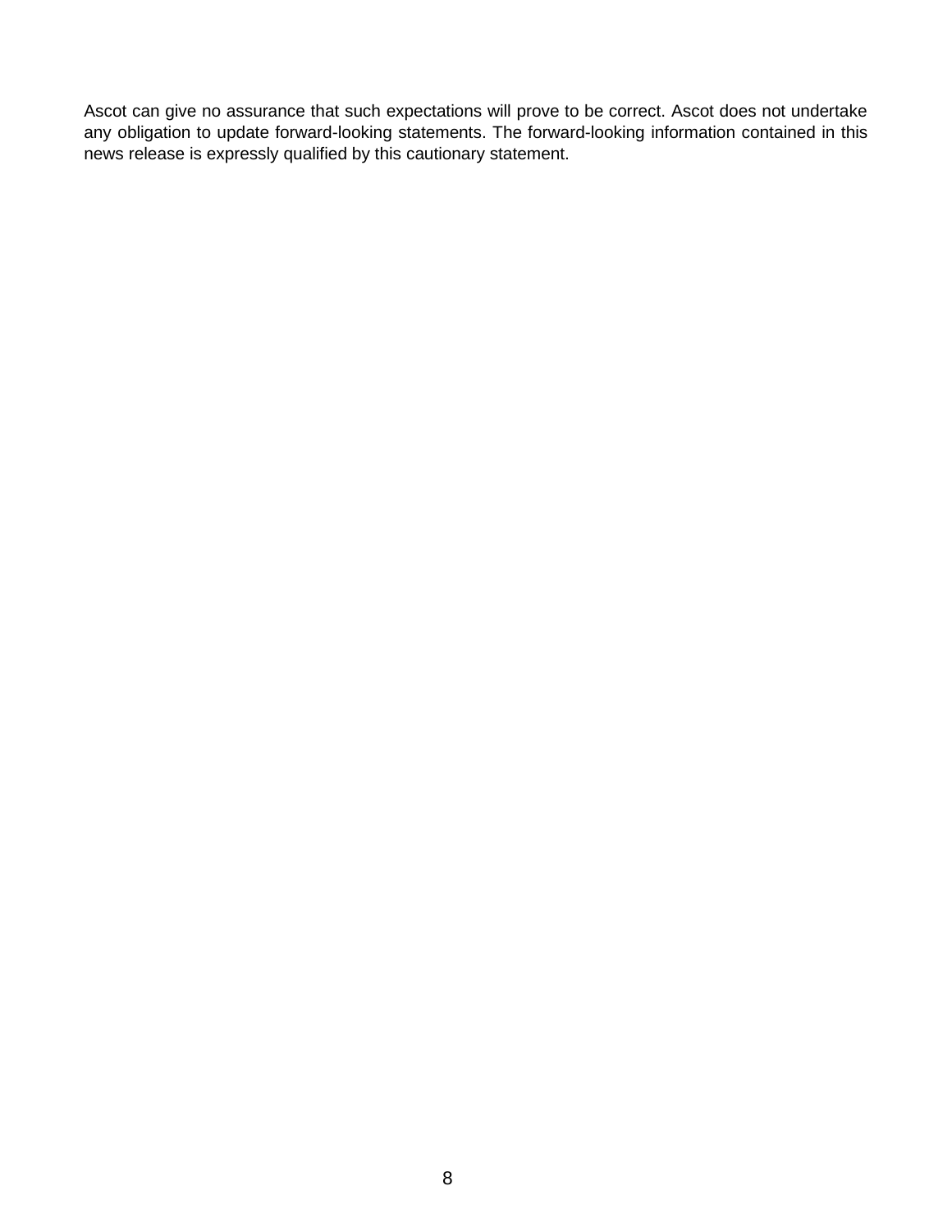Ascot can give no assurance that such expectations will prove to be correct. Ascot does not undertake any obligation to update forward-looking statements. The forward-looking information contained in this news release is expressly qualified by this cautionary statement.